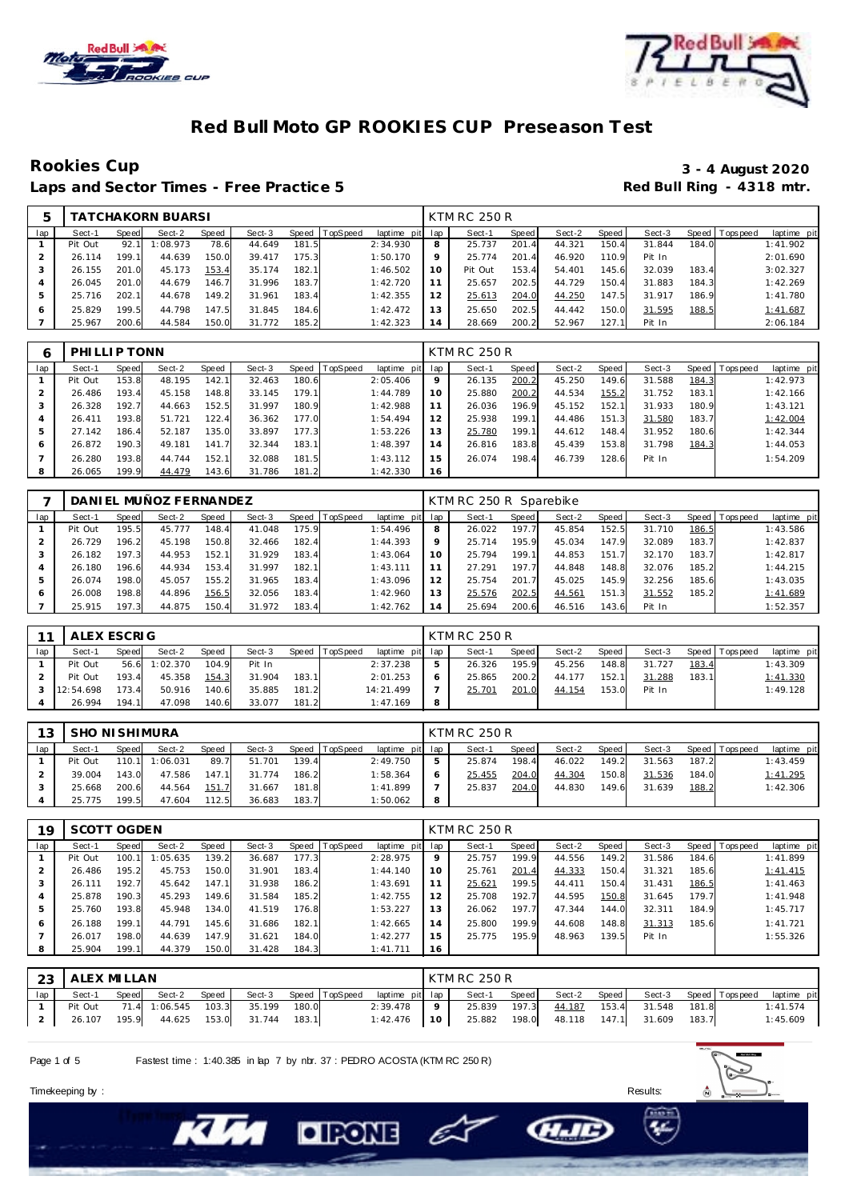# Red Bull Moto GP ROOKIES CUP Preseason Test

## Rookies Cup

**3 - 4 August 2020**

**Laps and Sector Times - Free Practice 5**

**Red Bull Ring - 4318 mtr.**

| 5 | TATCHAKORN BUARSI | | | | | | | | KTM RC 250 R | | | | | | | | | |
|---|---|---|---|---|---|---|---|---|---|---|---|---|---|---|---|---|---|---|
| lap | Sect-1 | Speed | Sect-2 | Speed | Sect-3 | Speed | TopSpeed | laptime pit | lap | Sect-1 | Speed | Sect-2 | Speed | Sect-3 | Speed | Topspeed | laptime pit |
| 1 | Pit Out | 92.1 | 1:08.973 | 78.6 | 44.649 | 181.5 | | 2:34.930 | 8 | 25.737 | 201.4 | 44.321 | 150.4 | 31.844 | 184.0 | | 1:41.902 |
| 2 | 26.114 | 199.1 | 44.639 | 150.0 | 39.417 | 175.3 | | 1:50.170 | 9 | 25.774 | 201.4 | 46.920 | 110.9 | Pit In | | | 2:01.690 |
| 3 | 26.155 | 201.0 | 45.173 | 153.4 | 35.174 | 182.1 | | 1:46.502 | 10 | Pit Out | 153.4 | 54.401 | 145.6 | 32.039 | 183.4 | | 3:02.327 |
| 4 | 26.045 | 201.0 | 44.679 | 146.7 | 31.996 | 183.7 | | 1:42.720 | 11 | 25.657 | 202.5 | 44.729 | 150.4 | 31.883 | 184.3 | | 1:42.269 |
| 5 | 25.716 | 202.1 | 44.678 | 149.2 | 31.961 | 183.4 | | 1:42.355 | 12 | 25.613 | 204.0 | 44.250 | 147.5 | 31.917 | 186.9 | | 1:41.780 |
| 6 | 25.829 | 199.5 | 44.798 | 147.5 | 31.845 | 184.6 | | 1:42.472 | 13 | 25.650 | 202.5 | 44.442 | 150.0 | 31.595 | 188.5 | | 1:41.687 |
| 7 | 25.967 | 200.6 | 44.584 | 150.0 | 31.772 | 185.2 | | 1:42.323 | 14 | 28.669 | 200.2 | 52.967 | 127.1 | Pit In | | | 2:06.184 |

| 6 | PHILLIP TONN | | | | | | | | KTM RC 250 R | | | | | | | | | |
|---|---|---|---|---|---|---|---|---|---|---|---|---|---|---|---|---|---|---|
| lap | Sect-1 | Speed | Sect-2 | Speed | Sect-3 | Speed | TopSpeed | laptime pit | lap | Sect-1 | Speed | Sect-2 | Speed | Sect-3 | Speed | Topspeed | laptime pit |
| 1 | Pit Out | 153.8 | 48.195 | 142.1 | 32.463 | 180.6 | | 2:05.406 | 9 | 26.135 | 200.2 | 45.250 | 149.6 | 31.588 | 184.3 | | 1:42.973 |
| 2 | 26.486 | 193.4 | 45.158 | 148.8 | 33.145 | 179.1 | | 1:44.789 | 10 | 25.880 | 200.2 | 44.534 | 155.2 | 31.752 | 183.1 | | 1:42.166 |
| 3 | 26.328 | 192.7 | 44.663 | 152.5 | 31.997 | 180.9 | | 1:42.988 | 11 | 26.036 | 196.9 | 45.152 | 152.1 | 31.933 | 180.9 | | 1:43.121 |
| 4 | 26.411 | 193.8 | 51.721 | 122.4 | 36.362 | 177.0 | | 1:54.494 | 12 | 25.938 | 199.1 | 44.486 | 151.3 | 31.580 | 183.7 | | 1:42.004 |
| 5 | 27.142 | 186.4 | 52.187 | 135.0 | 33.897 | 177.3 | | 1:53.226 | 13 | 25.780 | 199.1 | 44.612 | 148.4 | 31.952 | 180.6 | | 1:42.344 |
| 6 | 26.872 | 190.3 | 49.181 | 141.7 | 32.344 | 183.1 | | 1:48.397 | 14 | 26.816 | 183.8 | 45.439 | 153.8 | 31.798 | 184.3 | | 1:44.053 |
| 7 | 26.280 | 193.8 | 44.744 | 152.1 | 32.088 | 181.5 | | 1:43.112 | 15 | 26.074 | 198.4 | 46.739 | 128.6 | Pit In | | | 1:54.209 |
| 8 | 26.065 | 199.9 | 44.479 | 143.6 | 31.786 | 181.2 | | 1:42.330 | 16 | | | | | | | | |

| 7 | DANIEL MUÑOZ FERNANDEZ | | | | | | | | KTM RC 250 R Sparebike | | | | | | | | | |
|---|---|---|---|---|---|---|---|---|---|---|---|---|---|---|---|---|---|---|
| lap | Sect-1 | Speed | Sect-2 | Speed | Sect-3 | Speed | TopSpeed | laptime pit | lap | Sect-1 | Speed | Sect-2 | Speed | Sect-3 | Speed | Topspeed | laptime pit |
| 1 | Pit Out | 195.5 | 45.777 | 148.4 | 41.048 | 175.9 | | 1:54.496 | 8 | 26.022 | 197.7 | 45.854 | 152.5 | 31.710 | 186.5 | | 1:43.586 |
| 2 | 26.729 | 196.2 | 45.198 | 150.8 | 32.466 | 182.4 | | 1:44.393 | 9 | 25.714 | 195.9 | 45.034 | 147.9 | 32.089 | 183.7 | | 1:42.837 |
| 3 | 26.182 | 197.3 | 44.953 | 152.1 | 31.929 | 183.4 | | 1:43.064 | 10 | 25.794 | 199.1 | 44.853 | 151.7 | 32.170 | 183.7 | | 1:42.817 |
| 4 | 26.180 | 196.6 | 44.934 | 153.4 | 31.997 | 182.1 | | 1:43.111 | 11 | 27.291 | 197.7 | 44.848 | 148.8 | 32.076 | 185.2 | | 1:44.215 |
| 5 | 26.074 | 198.0 | 45.057 | 155.2 | 31.965 | 183.4 | | 1:43.096 | 12 | 25.754 | 201.7 | 45.025 | 145.9 | 32.256 | 185.6 | | 1:43.035 |
| 6 | 26.008 | 198.8 | 44.896 | 156.5 | 32.056 | 183.4 | | 1:42.960 | 13 | 25.576 | 202.5 | 44.561 | 151.3 | 31.552 | 185.2 | | 1:41.689 |
| 7 | 25.915 | 197.3 | 44.875 | 150.4 | 31.972 | 183.4 | | 1:42.762 | 14 | 25.694 | 200.6 | 46.516 | 143.6 | Pit In | | | 1:52.357 |

| 11 | ALEX ESCRIG | | | | | | | | KTM RC 250 R | | | | | | | | | |
|---|---|---|---|---|---|---|---|---|---|---|---|---|---|---|---|---|---|---|
| lap | Sect-1 | Speed | Sect-2 | Speed | Sect-3 | Speed | TopSpeed | laptime pit | lap | Sect-1 | Speed | Sect-2 | Speed | Sect-3 | Speed | Topspeed | laptime pit |
| 1 | Pit Out | 56.6 | 1:02.370 | 104.9 | Pit In | | | 2:37.238 | 5 | 26.326 | 195.9 | 45.256 | 148.8 | 31.727 | 183.4 | | 1:43.309 |
| 2 | Pit Out | 193.4 | 45.358 | 154.3 | 31.904 | 183.1 | | 2:01.253 | 6 | 25.865 | 200.2 | 44.177 | 152.1 | 31.288 | 183.1 | | 1:41.330 |
| 3 | 12:54.698 | 173.4 | 50.916 | 140.6 | 35.885 | 181.2 | | 14:21.499 | 7 | 25.701 | 201.0 | 44.154 | 153.0 | Pit In | | | 1:49.128 |
| 4 | 26.994 | 194.1 | 47.098 | 140.6 | 33.077 | 181.2 | | 1:47.169 | 8 | | | | | | | | |

| 13 | SHO NISHIMURA | | | | | | | | KTM RC 250 R | | | | | | | | | |
|---|---|---|---|---|---|---|---|---|---|---|---|---|---|---|---|---|---|---|
| lap | Sect-1 | Speed | Sect-2 | Speed | Sect-3 | Speed | TopSpeed | laptime pit | lap | Sect-1 | Speed | Sect-2 | Speed | Sect-3 | Speed | Topspeed | laptime pit |
| 1 | Pit Out | 110.1 | 1:06.031 | 89.7 | 51.701 | 139.4 | | 2:49.750 | 5 | 25.874 | 198.4 | 46.022 | 149.2 | 31.563 | 187.2 | | 1:43.459 |
| 2 | 39.004 | 143.0 | 47.586 | 147.1 | 31.774 | 186.2 | | 1:58.364 | 6 | 25.455 | 204.0 | 44.304 | 150.8 | 31.536 | 184.0 | | 1:41.295 |
| 3 | 25.668 | 200.6 | 44.564 | 151.7 | 31.667 | 181.8 | | 1:41.899 | 7 | 25.837 | 204.0 | 44.830 | 149.6 | 31.639 | 188.2 | | 1:42.306 |
| 4 | 25.775 | 199.5 | 47.604 | 112.5 | 36.683 | 183.7 | | 1:50.062 | 8 | | | | | | | | |

| 19 | SCOTT OGDEN | | | | | | | | KTM RC 250 R | | | | | | | | | |
|---|---|---|---|---|---|---|---|---|---|---|---|---|---|---|---|---|---|---|
| lap | Sect-1 | Speed | Sect-2 | Speed | Sect-3 | Speed | TopSpeed | laptime pit | lap | Sect-1 | Speed | Sect-2 | Speed | Sect-3 | Speed | Topspeed | laptime pit |
| 1 | Pit Out | 100.1 | 1:05.635 | 139.2 | 36.687 | 177.3 | | 2:28.975 | 9 | 25.757 | 199.9 | 44.556 | 149.2 | 31.586 | 184.6 | | 1:41.899 |
| 2 | 26.486 | 195.2 | 45.753 | 150.0 | 31.901 | 183.4 | | 1:44.140 | 10 | 25.761 | 201.4 | 44.333 | 150.4 | 31.321 | 185.6 | | 1:41.415 |
| 3 | 26.111 | 192.7 | 45.642 | 147.1 | 31.938 | 186.2 | | 1:43.691 | 11 | 25.621 | 199.5 | 44.411 | 150.4 | 31.431 | 186.5 | | 1:41.463 |
| 4 | 25.878 | 190.3 | 45.293 | 149.6 | 31.584 | 185.2 | | 1:42.755 | 12 | 25.708 | 192.7 | 44.595 | 150.8 | 31.645 | 179.7 | | 1:41.948 |
| 5 | 25.760 | 193.8 | 45.948 | 134.0 | 41.519 | 176.8 | | 1:53.227 | 13 | 26.062 | 197.7 | 47.344 | 144.0 | 32.311 | 184.9 | | 1:45.717 |
| 6 | 26.188 | 199.1 | 44.791 | 145.6 | 31.686 | 182.1 | | 1:42.665 | 14 | 25.800 | 199.9 | 44.608 | 148.8 | 31.313 | 185.6 | | 1:41.721 |
| 7 | 26.017 | 198.0 | 44.639 | 147.9 | 31.621 | 184.0 | | 1:42.277 | 15 | 25.775 | 195.9 | 48.963 | 139.5 | Pit In | | | 1:55.326 |
| 8 | 25.904 | 199.1 | 44.379 | 150.0 | 31.428 | 184.3 | | 1:41.711 | 16 | | | | | | | | |

| 23 | ALEX MILLAN | | | | | | | | KTM RC 250 R | | | | | | | | | |
|---|---|---|---|---|---|---|---|---|---|---|---|---|---|---|---|---|---|---|
| lap | Sect-1 | Speed | Sect-2 | Speed | Sect-3 | Speed | TopSpeed | laptime pit | lap | Sect-1 | Speed | Sect-2 | Speed | Sect-3 | Speed | Topspeed | laptime pit |
| 1 | Pit Out | 71.4 | 1:06.545 | 103.3 | 35.199 | 180.0 | | 2:39.478 | 9 | 25.839 | 197.3 | 44.187 | 153.4 | 31.548 | 181.8 | | 1:41.574 |
| 2 | 26.107 | 195.9 | 44.625 | 153.0 | 31.744 | 183.1 | | 1:42.476 | 10 | 25.882 | 198.0 | 48.118 | 147.1 | 31.609 | 183.7 | | 1:45.609 |

Fastest time : 1:40.385 in lap 7 by nbr. 37 : PEDRO ACOSTA (KTM RC 250 R)

Timekeeping by :

Results: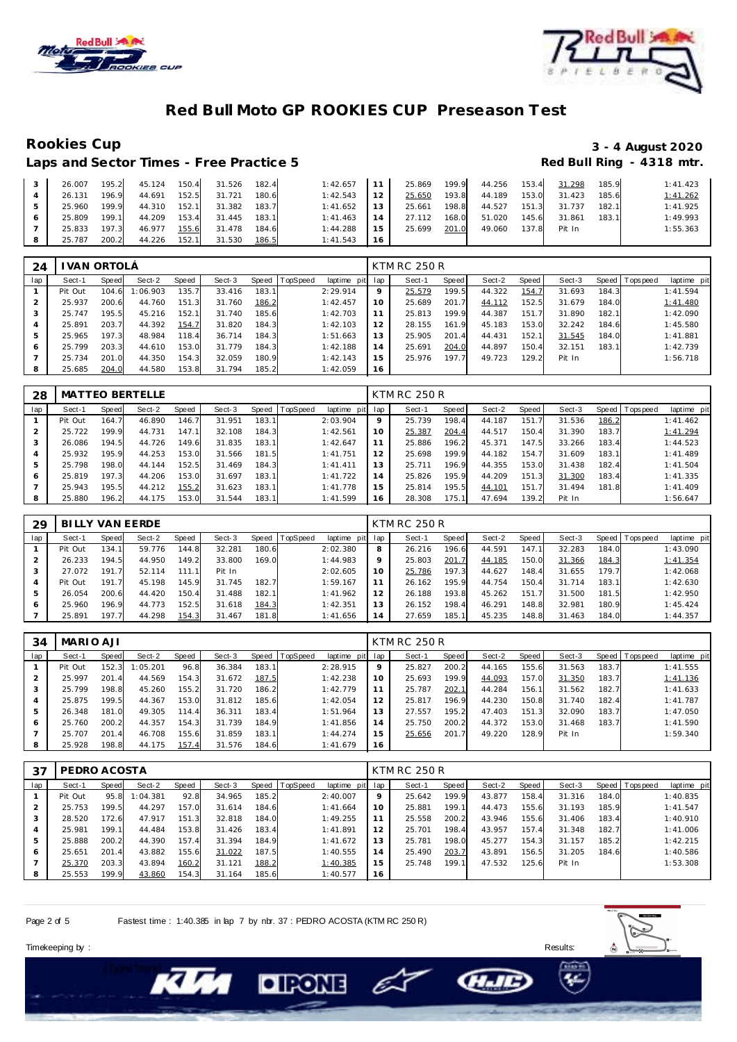# Red Bull Moto GP ROOKIES CUP Preseason Test

## Rookies Cup

**3 - 4 August 2020**

### Laps and Sector Times - Free Practice 5

**Red Bull Ring - 4318 mtr.**

| lap | Sect-1 | Speed | Sect-2 | Speed | Sect-3 | Speed | TopSpeed | laptime pit | lap | Sect-1 | Speed | Sect-2 | Speed | Sect-3 | Speed | Topspeed | laptime pit |
|---|---|---|---|---|---|---|---|---|---|---|---|---|---|---|---|---|---|
| 3 | 26.007 | 195.2 | 45.124 | 150.4 | 31.526 | 182.4 | | 1:42.657 | 11 | 25.869 | 199.9 | 44.256 | 153.4 | 31.298 | 185.9 | | 1:41.423 |
| 4 | 26.131 | 196.9 | 44.691 | 152.5 | 31.721 | 180.6 | | 1:42.543 | 12 | 25.650 | 193.8 | 44.189 | 153.0 | 31.423 | 185.6 | | 1:41.262 |
| 5 | 25.960 | 199.9 | 44.310 | 152.1 | 31.382 | 183.7 | | 1:41.652 | 13 | 25.661 | 198.8 | 44.527 | 151.3 | 31.737 | 182.1 | | 1:41.925 |
| 6 | 25.809 | 199.1 | 44.209 | 153.4 | 31.445 | 183.1 | | 1:41.463 | 14 | 27.112 | 168.0 | 51.020 | 145.6 | 31.861 | 183.1 | | 1:49.993 |
| 7 | 25.833 | 197.3 | 46.977 | 155.6 | 31.478 | 184.6 | | 1:44.288 | 15 | 25.699 | 201.0 | 49.060 | 137.8 | Pit In | | | 1:55.363 |
| 8 | 25.787 | 200.2 | 44.226 | 152.1 | 31.530 | 186.5 | | 1:41.543 | 16 | | | | | | | | |

| 24 | IVAN ORTOLÁ | | | | | | | | | KTM RC 250 R | | | | | | | |
|---|---|---|---|---|---|---|---|---|---|---|---|---|---|---|---|---|---|
| lap | Sect-1 | Speed | Sect-2 | Speed | Sect-3 | Speed | TopSpeed | laptime pit | lap | Sect-1 | Speed | Sect-2 | Speed | Sect-3 | Speed | Topspeed | laptime pit |
| 1 | Pit Out | 104.6 | 1:06.903 | 135.7 | 33.416 | 183.1 | | 2:29.914 | 9 | 25.579 | 199.5 | 44.322 | 154.7 | 31.693 | 184.3 | | 1:41.594 |
| 2 | 25.937 | 200.6 | 44.760 | 151.3 | 31.760 | 186.2 | | 1:42.457 | 10 | 25.689 | 201.7 | 44.112 | 152.5 | 31.679 | 184.0 | | 1:41.480 |
| 3 | 25.747 | 195.5 | 45.216 | 152.1 | 31.740 | 185.6 | | 1:42.703 | 11 | 25.813 | 199.9 | 44.387 | 151.7 | 31.890 | 182.1 | | 1:42.090 |
| 4 | 25.891 | 203.7 | 44.392 | 154.7 | 31.820 | 184.3 | | 1:42.103 | 12 | 28.155 | 161.9 | 45.183 | 153.0 | 32.242 | 184.6 | | 1:45.580 |
| 5 | 25.965 | 197.3 | 48.984 | 118.4 | 36.714 | 184.3 | | 1:51.663 | 13 | 25.905 | 201.4 | 44.431 | 152.1 | 31.545 | 184.0 | | 1:41.881 |
| 6 | 25.799 | 203.3 | 44.610 | 153.0 | 31.779 | 184.3 | | 1:42.188 | 14 | 25.691 | 204.0 | 44.897 | 150.4 | 32.151 | 183.1 | | 1:42.739 |
| 7 | 25.734 | 201.0 | 44.350 | 154.3 | 32.059 | 180.9 | | 1:42.143 | 15 | 25.976 | 197.7 | 49.723 | 129.2 | Pit In | | | 1:56.718 |
| 8 | 25.685 | 204.0 | 44.580 | 153.8 | 31.794 | 185.2 | | 1:42.059 | 16 | | | | | | | | |

| 28 | MATTEO BERTELLE | | | | | | | | | KTM RC 250 R | | | | | | | |
|---|---|---|---|---|---|---|---|---|---|---|---|---|---|---|---|---|---|
| lap | Sect-1 | Speed | Sect-2 | Speed | Sect-3 | Speed | TopSpeed | laptime pit | lap | Sect-1 | Speed | Sect-2 | Speed | Sect-3 | Speed | Topspeed | laptime pit |
| 1 | Pit Out | 164.7 | 46.890 | 146.7 | 31.951 | 183.1 | | 2:03.904 | 9 | 25.739 | 198.4 | 44.187 | 151.7 | 31.536 | 186.2 | | 1:41.462 |
| 2 | 25.722 | 199.9 | 44.731 | 147.1 | 32.108 | 184.3 | | 1:42.561 | 10 | 25.387 | 204.4 | 44.517 | 150.4 | 31.390 | 183.7 | | 1:41.294 |
| 3 | 26.086 | 194.5 | 44.726 | 149.6 | 31.835 | 183.1 | | 1:42.647 | 11 | 25.886 | 196.2 | 45.371 | 147.5 | 33.266 | 183.4 | | 1:44.523 |
| 4 | 25.932 | 195.9 | 44.253 | 153.0 | 31.566 | 181.5 | | 1:41.751 | 12 | 25.698 | 199.9 | 44.182 | 154.7 | 31.609 | 183.1 | | 1:41.489 |
| 5 | 25.798 | 198.0 | 44.144 | 152.5 | 31.469 | 184.3 | | 1:41.411 | 13 | 25.711 | 196.9 | 44.355 | 153.0 | 31.438 | 182.4 | | 1:41.504 |
| 6 | 25.819 | 197.3 | 44.206 | 153.0 | 31.697 | 183.1 | | 1:41.722 | 14 | 25.826 | 195.9 | 44.209 | 151.3 | 31.300 | 183.4 | | 1:41.335 |
| 7 | 25.943 | 195.5 | 44.212 | 155.2 | 31.623 | 183.1 | | 1:41.778 | 15 | 25.814 | 195.5 | 44.101 | 151.7 | 31.494 | 181.8 | | 1:41.409 |
| 8 | 25.880 | 196.2 | 44.175 | 153.0 | 31.544 | 183.1 | | 1:41.599 | 16 | 28.308 | 175.1 | 47.694 | 139.2 | Pit In | | | 1:56.647 |

| 29 | BILLY VAN EERDE | | | | | | | | | KTM RC 250 R | | | | | | | |
|---|---|---|---|---|---|---|---|---|---|---|---|---|---|---|---|---|---|
| lap | Sect-1 | Speed | Sect-2 | Speed | Sect-3 | Speed | TopSpeed | laptime pit | lap | Sect-1 | Speed | Sect-2 | Speed | Sect-3 | Speed | Topspeed | laptime pit |
| 1 | Pit Out | 191.7 | 59.776 | 144.8 | 32.281 | 180.6 | | 2:02.380 | 8 | 26.216 | 196.6 | 44.591 | 147.1 | 32.283 | 184.0 | | 1:43.090 |
| 2 | 26.233 | 194.5 | 44.950 | 149.2 | 33.800 | 169.0 | | 1:44.983 | 9 | 25.803 | 201.7 | 44.185 | 150.0 | 31.366 | 184.3 | | 1:41.354 |
| 3 | 27.072 | 191.7 | 52.114 | 111.1 | Pit In | | | 2:02.605 | 10 | 25.786 | 197.3 | 44.627 | 148.4 | 31.655 | 179.7 | | 1:42.068 |
| 4 | Pit Out | 191.7 | 45.198 | 145.9 | 31.745 | 182.7 | | 1:59.167 | 11 | 26.162 | 195.9 | 44.754 | 150.4 | 31.714 | 183.1 | | 1:42.630 |
| 5 | 26.054 | 200.6 | 44.420 | 150.4 | 31.488 | 182.1 | | 1:41.962 | 12 | 26.188 | 193.8 | 45.262 | 151.7 | 31.500 | 181.5 | | 1:42.950 |
| 6 | 25.960 | 196.9 | 44.773 | 152.5 | 31.618 | 184.3 | | 1:42.351 | 13 | 26.152 | 198.4 | 46.291 | 148.8 | 32.981 | 180.9 | | 1:45.424 |
| 7 | 25.891 | 197.7 | 44.298 | 154.3 | 31.467 | 181.8 | | 1:41.656 | 14 | 27.659 | 185.1 | 45.235 | 148.8 | 31.463 | 184.0 | | 1:44.357 |

| 34 | MARIO AJI | | | | | | | | | KTM RC 250 R | | | | | | | |
|---|---|---|---|---|---|---|---|---|---|---|---|---|---|---|---|---|---|
| lap | Sect-1 | Speed | Sect-2 | Speed | Sect-3 | Speed | TopSpeed | laptime pit | lap | Sect-1 | Speed | Sect-2 | Speed | Sect-3 | Speed | Topspeed | laptime pit |
| 1 | Pit Out | 152.3 | 1:05.201 | 96.8 | 36.384 | 183.1 | | 2:28.915 | 9 | 25.827 | 200.2 | 44.165 | 155.6 | 31.563 | 183.7 | | 1:41.555 |
| 2 | 25.997 | 201.4 | 44.569 | 154.3 | 31.672 | 187.5 | | 1:42.238 | 10 | 25.693 | 199.9 | 44.093 | 157.0 | 31.350 | 183.7 | | 1:41.136 |
| 3 | 25.799 | 198.8 | 45.260 | 155.2 | 31.720 | 186.2 | | 1:42.779 | 11 | 25.787 | 202.1 | 44.284 | 156.1 | 31.562 | 182.7 | | 1:41.633 |
| 4 | 25.875 | 199.5 | 44.367 | 153.0 | 31.812 | 185.6 | | 1:42.054 | 12 | 25.817 | 196.9 | 44.230 | 150.8 | 31.740 | 182.4 | | 1:41.787 |
| 5 | 26.348 | 181.0 | 49.305 | 114.4 | 36.311 | 183.4 | | 1:51.964 | 13 | 27.557 | 195.2 | 47.403 | 151.3 | 32.090 | 183.7 | | 1:47.050 |
| 6 | 25.760 | 200.2 | 44.357 | 154.3 | 31.739 | 184.9 | | 1:41.856 | 14 | 25.750 | 200.2 | 44.372 | 153.0 | 31.468 | 183.7 | | 1:41.590 |
| 7 | 25.707 | 201.4 | 46.708 | 155.6 | 31.859 | 183.1 | | 1:44.274 | 15 | 25.656 | 201.7 | 49.220 | 128.9 | Pit In | | | 1:59.340 |
| 8 | 25.928 | 198.8 | 44.175 | 157.4 | 31.576 | 184.6 | | 1:41.679 | 16 | | | | | | | | |

| 37 | PEDRO ACOSTA | | | | | | | | | KTM RC 250 R | | | | | | | |
|---|---|---|---|---|---|---|---|---|---|---|---|---|---|---|---|---|---|
| lap | Sect-1 | Speed | Sect-2 | Speed | Sect-3 | Speed | TopSpeed | laptime pit | lap | Sect-1 | Speed | Sect-2 | Speed | Sect-3 | Speed | Topspeed | laptime pit |
| 1 | Pit Out | 95.8 | 1:04.381 | 92.8 | 34.965 | 185.2 | | 2:40.007 | 9 | 25.642 | 199.9 | 43.877 | 158.4 | 31.316 | 184.0 | | 1:40.835 |
| 2 | 25.753 | 199.5 | 44.297 | 157.0 | 31.614 | 184.6 | | 1:41.664 | 10 | 25.881 | 199.1 | 44.473 | 155.6 | 31.193 | 185.9 | | 1:41.547 |
| 3 | 28.520 | 172.6 | 47.917 | 151.3 | 32.818 | 184.0 | | 1:49.255 | 11 | 25.558 | 200.2 | 43.946 | 155.6 | 31.406 | 183.4 | | 1:40.910 |
| 4 | 25.981 | 199.1 | 44.484 | 153.8 | 31.426 | 183.4 | | 1:41.891 | 12 | 25.701 | 198.4 | 43.957 | 157.4 | 31.348 | 182.7 | | 1:41.006 |
| 5 | 25.888 | 200.2 | 44.390 | 157.4 | 31.394 | 184.9 | | 1:41.672 | 13 | 25.781 | 198.0 | 45.277 | 154.3 | 31.157 | 185.2 | | 1:42.215 |
| 6 | 25.651 | 201.4 | 43.882 | 155.6 | 31.022 | 187.5 | | 1:40.555 | 14 | 25.490 | 203.7 | 43.891 | 156.5 | 31.205 | 184.6 | | 1:40.586 |
| 7 | 25.370 | 203.3 | 43.894 | 160.2 | 31.121 | 188.2 | | 1:40.385 | 15 | 25.748 | 199.1 | 47.532 | 125.6 | Pit In | | | 1:53.308 |
| 8 | 25.553 | 199.9 | 43.860 | 154.3 | 31.164 | 185.6 | | 1:40.577 | 16 | | | | | | | | |

Fastest time : 1:40.385 in lap 7 by nbr. 37 : PEDRO ACOSTA (KTM RC 250 R)

Timekeeping by : Results: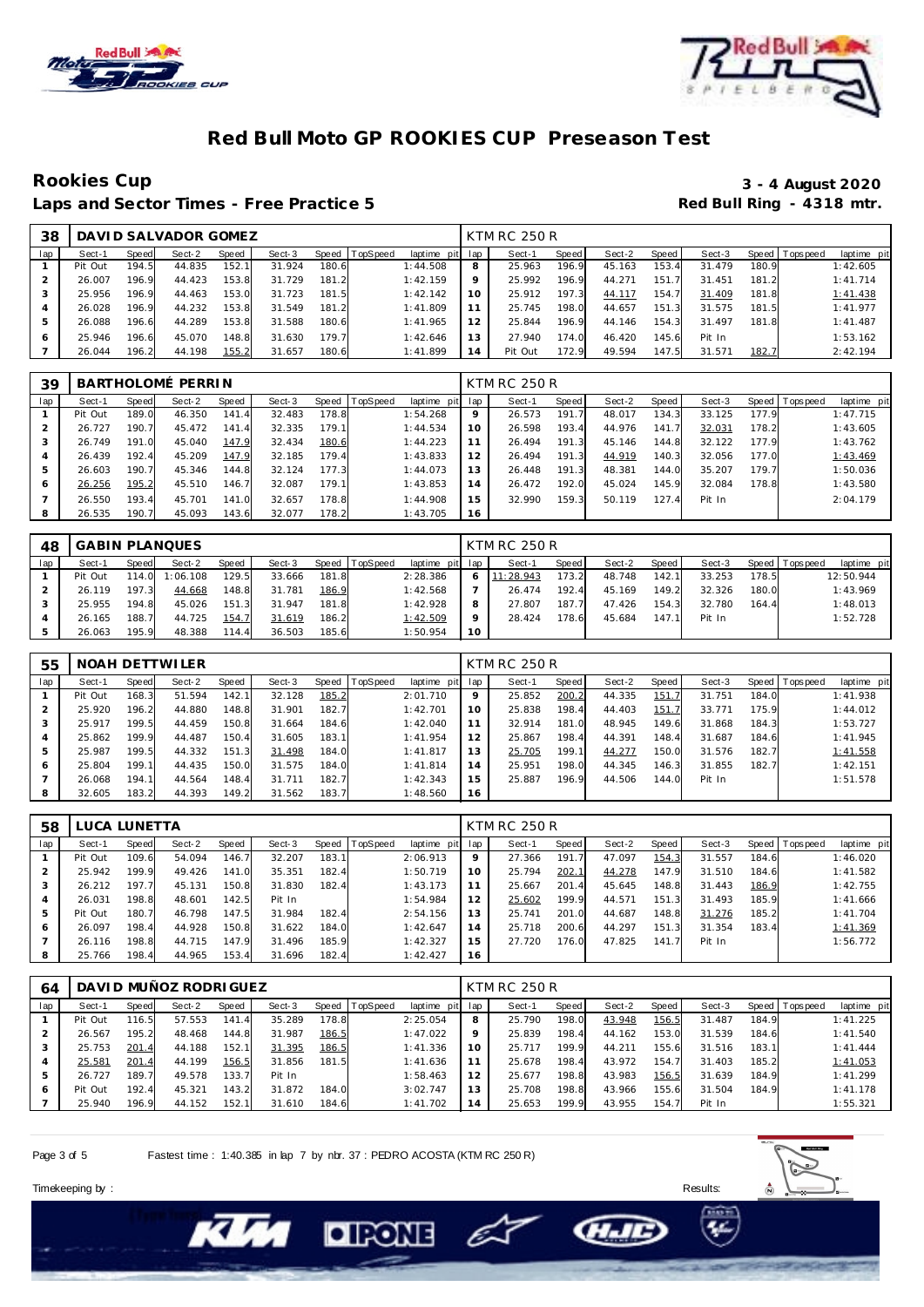# Red Bull Moto GP ROOKIES CUP Preseason Test

## Rookies Cup

**Laps and Sector Times - Free Practice 5**

**3 - 4 August 2020**

**Red Bull Ring - 4318 mtr.**

| 38 | DAVID SALVADOR GOMEZ | | | | | | | | KTM RC 250 R | | | | | | | | |
|---|---|---|---|---|---|---|---|---|---|---|---|---|---|---|---|---|---|
| lap | Sect-1 | Speed | Sect-2 | Speed | Sect-3 | Speed | TopSpeed | laptime pit | lap | Sect-1 | Speed | Sect-2 | Speed | Sect-3 | Speed | Topspeed | laptime pit |
| 1 | Pit Out | 194.5 | 44.835 | 152.1 | 31.924 | 180.6 | | 1:44.508 | 8 | 25.963 | 196.9 | 45.163 | 153.4 | 31.479 | 180.9 | | 1:42.605 |
| 2 | 26.007 | 196.9 | 44.423 | 153.8 | 31.729 | 181.2 | | 1:42.159 | 9 | 25.992 | 196.9 | 44.271 | 151.7 | 31.451 | 181.2 | | 1:41.714 |
| 3 | 25.956 | 196.9 | 44.463 | 153.0 | 31.723 | 181.5 | | 1:42.142 | 10 | 25.912 | 197.3 | 44.117 | 154.7 | 31.409 | 181.8 | | 1:41.438 |
| 4 | 26.028 | 196.9 | 44.232 | 153.8 | 31.549 | 181.2 | | 1:41.809 | 11 | 25.745 | 198.0 | 44.657 | 151.3 | 31.575 | 181.5 | | 1:41.977 |
| 5 | 26.088 | 196.6 | 44.289 | 153.8 | 31.588 | 180.6 | | 1:41.965 | 12 | 25.844 | 196.9 | 44.146 | 154.3 | 31.497 | 181.8 | | 1:41.487 |
| 6 | 25.946 | 196.6 | 45.070 | 148.8 | 31.630 | 179.7 | | 1:42.646 | 13 | 27.940 | 174.0 | 46.420 | 145.6 | Pit In | | | 1:53.162 |
| 7 | 26.044 | 196.2 | 44.198 | 155.2 | 31.657 | 180.6 | | 1:41.899 | 14 | Pit Out | 172.9 | 49.594 | 147.5 | 31.571 | 182.7 | | 2:42.194 |

| 39 | BARTHOLOMÉ PERRIN | | | | | | | | KTM RC 250 R | | | | | | | | |
|---|---|---|---|---|---|---|---|---|---|---|---|---|---|---|---|---|---|
| lap | Sect-1 | Speed | Sect-2 | Speed | Sect-3 | Speed | TopSpeed | laptime pit | lap | Sect-1 | Speed | Sect-2 | Speed | Sect-3 | Speed | Topspeed | laptime pit |
| 1 | Pit Out | 189.0 | 46.350 | 141.4 | 32.483 | 178.8 | | 1:54.268 | 9 | 26.573 | 191.7 | 48.017 | 134.3 | 33.125 | 177.9 | | 1:47.715 |
| 2 | 26.727 | 190.7 | 45.472 | 141.4 | 32.335 | 179.1 | | 1:44.534 | 10 | 26.598 | 193.4 | 44.976 | 141.7 | 32.031 | 178.2 | | 1:43.605 |
| 3 | 26.749 | 191.0 | 45.040 | 147.9 | 32.434 | 180.6 | | 1:44.223 | 11 | 26.494 | 191.3 | 45.146 | 144.8 | 32.122 | 177.9 | | 1:43.762 |
| 4 | 26.439 | 192.4 | 45.209 | 147.9 | 32.185 | 179.4 | | 1:43.833 | 12 | 26.494 | 191.3 | 44.919 | 140.3 | 32.056 | 177.0 | | 1:43.469 |
| 5 | 26.603 | 190.7 | 45.346 | 144.8 | 32.124 | 177.3 | | 1:44.073 | 13 | 26.448 | 191.3 | 48.381 | 144.0 | 35.207 | 179.7 | | 1:50.036 |
| 6 | 26.256 | 195.2 | 45.510 | 146.7 | 32.087 | 179.1 | | 1:43.853 | 14 | 26.472 | 192.0 | 45.024 | 145.9 | 32.084 | 178.8 | | 1:43.580 |
| 7 | 26.550 | 193.4 | 45.701 | 141.0 | 32.657 | 178.8 | | 1:44.908 | 15 | 32.990 | 159.3 | 50.119 | 127.4 | Pit In | | | 2:04.179 |
| 8 | 26.535 | 190.7 | 45.093 | 143.6 | 32.077 | 178.2 | | 1:43.705 | 16 | | | | | | | | |

| 48 | GABIN PLANQUES | | | | | | | | KTM RC 250 R | | | | | | | | |
|---|---|---|---|---|---|---|---|---|---|---|---|---|---|---|---|---|---|
| lap | Sect-1 | Speed | Sect-2 | Speed | Sect-3 | Speed | TopSpeed | laptime pit | lap | Sect-1 | Speed | Sect-2 | Speed | Sect-3 | Speed | Topspeed | laptime pit |
| 1 | Pit Out | 114.0 | 1:06.108 | 129.5 | 33.666 | 181.8 | | 2:28.386 | 6 | 11:28.943 | 173.2 | 48.748 | 142.1 | 33.253 | 178.5 | | 12:50.944 |
| 2 | 26.119 | 197.3 | 44.668 | 148.8 | 31.781 | 186.9 | | 1:42.568 | 7 | 26.474 | 192.4 | 45.169 | 149.2 | 32.326 | 180.0 | | 1:43.969 |
| 3 | 25.955 | 194.8 | 45.026 | 151.3 | 31.947 | 181.8 | | 1:42.928 | 8 | 27.807 | 187.7 | 47.426 | 154.3 | 32.780 | 164.4 | | 1:48.013 |
| 4 | 26.165 | 188.7 | 44.725 | 154.7 | 31.619 | 186.2 | | 1:42.509 | 9 | 28.424 | 178.6 | 45.684 | 147.1 | Pit In | | | 1:52.728 |
| 5 | 26.063 | 195.9 | 48.388 | 114.4 | 36.503 | 185.6 | | 1:50.954 | 10 | | | | | | | | |

| 55 | NOAH DETTWILER | | | | | | | | KTM RC 250 R | | | | | | | | |
|---|---|---|---|---|---|---|---|---|---|---|---|---|---|---|---|---|---|
| lap | Sect-1 | Speed | Sect-2 | Speed | Sect-3 | Speed | TopSpeed | laptime pit | lap | Sect-1 | Speed | Sect-2 | Speed | Sect-3 | Speed | Topspeed | laptime pit |
| 1 | Pit Out | 168.3 | 51.594 | 142.1 | 32.128 | 185.2 | | 2:01.710 | 9 | 25.852 | 200.2 | 44.335 | 151.7 | 31.751 | 184.0 | | 1:41.938 |
| 2 | 25.920 | 196.2 | 44.880 | 148.8 | 31.901 | 182.7 | | 1:42.701 | 10 | 25.838 | 198.4 | 44.403 | 151.7 | 33.771 | 175.9 | | 1:44.012 |
| 3 | 25.917 | 199.5 | 44.459 | 150.8 | 31.664 | 184.6 | | 1:42.040 | 11 | 32.914 | 181.0 | 48.945 | 149.6 | 31.868 | 184.3 | | 1:53.727 |
| 4 | 25.862 | 199.9 | 44.487 | 150.4 | 31.605 | 183.1 | | 1:41.954 | 12 | 25.867 | 198.4 | 44.391 | 148.4 | 31.687 | 184.6 | | 1:41.945 |
| 5 | 25.987 | 199.5 | 44.332 | 151.3 | 31.498 | 184.0 | | 1:41.817 | 13 | 25.705 | 199.1 | 44.277 | 150.0 | 31.576 | 182.7 | | 1:41.558 |
| 6 | 25.804 | 199.1 | 44.435 | 150.0 | 31.575 | 184.0 | | 1:41.814 | 14 | 25.951 | 198.0 | 44.345 | 146.3 | 31.855 | 182.7 | | 1:42.151 |
| 7 | 26.068 | 194.1 | 44.564 | 148.4 | 31.711 | 182.7 | | 1:42.343 | 15 | 25.887 | 196.9 | 44.506 | 144.0 | Pit In | | | 1:51.578 |
| 8 | 32.605 | 183.2 | 44.393 | 149.2 | 31.562 | 183.7 | | 1:48.560 | 16 | | | | | | | | |

| 58 | LUCA LUNETTA | | | | | | | | KTM RC 250 R | | | | | | | | |
|---|---|---|---|---|---|---|---|---|---|---|---|---|---|---|---|---|---|
| lap | Sect-1 | Speed | Sect-2 | Speed | Sect-3 | Speed | TopSpeed | laptime pit | lap | Sect-1 | Speed | Sect-2 | Speed | Sect-3 | Speed | Topspeed | laptime pit |
| 1 | Pit Out | 109.6 | 54.094 | 146.7 | 32.207 | 183.1 | | 2:06.913 | 9 | 27.366 | 191.7 | 47.097 | 154.3 | 31.557 | 184.6 | | 1:46.020 |
| 2 | 25.942 | 199.9 | 49.426 | 141.0 | 35.351 | 182.4 | | 1:50.719 | 10 | 25.794 | 202.1 | 44.278 | 147.9 | 31.510 | 184.6 | | 1:41.582 |
| 3 | 26.212 | 197.7 | 45.131 | 150.8 | 31.830 | 182.4 | | 1:43.173 | 11 | 25.667 | 201.4 | 45.645 | 148.8 | 31.443 | 186.9 | | 1:42.755 |
| 4 | 26.031 | 198.8 | 48.601 | 142.5 | Pit In | | | 1:54.984 | 12 | 25.602 | 199.9 | 44.571 | 151.3 | 31.493 | 185.9 | | 1:41.666 |
| 5 | Pit Out | 180.7 | 46.798 | 147.5 | 31.984 | 182.4 | | 2:54.156 | 13 | 25.741 | 201.0 | 44.687 | 148.8 | 31.276 | 185.2 | | 1:41.704 |
| 6 | 26.097 | 198.4 | 44.928 | 150.8 | 31.622 | 184.0 | | 1:42.647 | 14 | 25.718 | 200.6 | 44.297 | 151.3 | 31.354 | 183.4 | | 1:41.369 |
| 7 | 26.116 | 198.8 | 44.715 | 147.9 | 31.496 | 185.9 | | 1:42.327 | 15 | 27.720 | 176.0 | 47.825 | 141.7 | Pit In | | | 1:56.772 |
| 8 | 25.766 | 198.4 | 44.965 | 153.4 | 31.696 | 182.4 | | 1:42.427 | 16 | | | | | | | | |

| 64 | DAVID MUÑOZ RODRIGUEZ | | | | | | | | KTM RC 250 R | | | | | | | | |
|---|---|---|---|---|---|---|---|---|---|---|---|---|---|---|---|---|---|
| lap | Sect-1 | Speed | Sect-2 | Speed | Sect-3 | Speed | TopSpeed | laptime pit | lap | Sect-1 | Speed | Sect-2 | Speed | Sect-3 | Speed | Topspeed | laptime pit |
| 1 | Pit Out | 116.5 | 57.553 | 141.4 | 35.289 | 178.8 | | 2:25.054 | 8 | 25.790 | 198.0 | 43.948 | 156.5 | 31.487 | 184.9 | | 1:41.225 |
| 2 | 26.567 | 195.2 | 48.468 | 144.8 | 31.987 | 186.5 | | 1:47.022 | 9 | 25.839 | 198.4 | 44.162 | 153.0 | 31.539 | 184.6 | | 1:41.540 |
| 3 | 25.753 | 201.4 | 44.188 | 152.1 | 31.395 | 186.5 | | 1:41.336 | 10 | 25.717 | 199.9 | 44.211 | 155.6 | 31.516 | 183.1 | | 1:41.444 |
| 4 | 25.581 | 201.4 | 44.199 | 156.5 | 31.856 | 181.5 | | 1:41.636 | 11 | 25.678 | 198.4 | 43.972 | 154.7 | 31.403 | 185.2 | | 1:41.053 |
| 5 | 26.727 | 189.7 | 49.578 | 133.7 | Pit In | | | 1:58.463 | 12 | 25.677 | 198.8 | 43.983 | 156.5 | 31.639 | 184.9 | | 1:41.299 |
| 6 | Pit Out | 192.4 | 45.321 | 143.2 | 31.872 | 184.0 | | 3:02.747 | 13 | 25.708 | 198.8 | 43.966 | 155.6 | 31.504 | 184.9 | | 1:41.178 |
| 7 | 25.940 | 196.9 | 44.152 | 152.1 | 31.610 | 184.6 | | 1:41.702 | 14 | 25.653 | 199.9 | 43.955 | 154.7 | Pit In | | | 1:55.321 |

Fastest time : 1:40.385 in lap 7 by nbr. 37 : PEDRO ACOSTA (KTM RC 250 R)

Timekeeping by :

Results: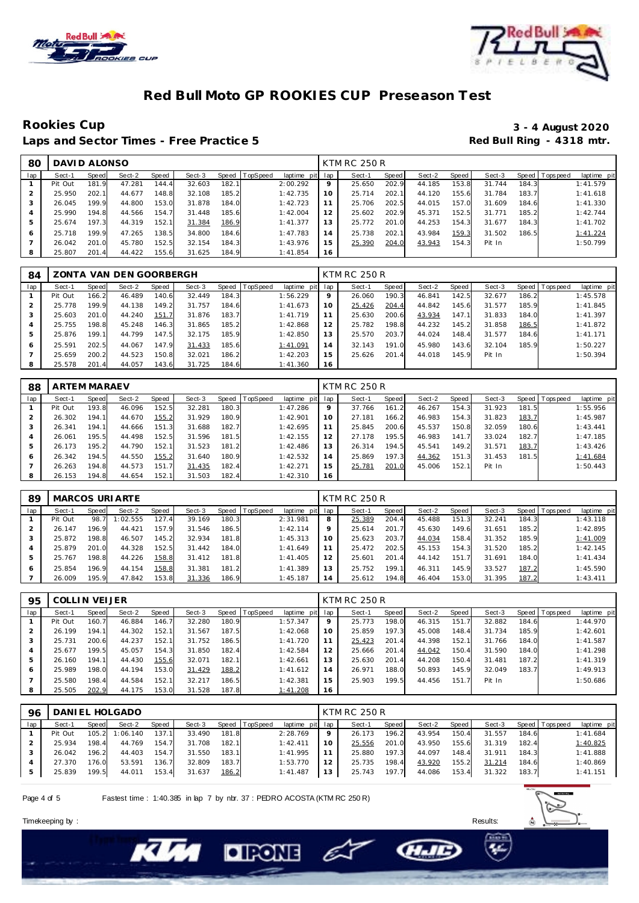# Red Bull Moto GP ROOKIES CUP Preseason Test

## Rookies Cup

**3 - 4 August 2020**

**Laps and Sector Times - Free Practice 5**

**Red Bull Ring - 4318 mtr.**

| 80 | DAVID ALONSO | | | | | | | | KTM RC 250 R | | | | | | | | |
|---|---|---|---|---|---|---|---|---|---|---|---|---|---|---|---|---|---|
| lap | Sect-1 | Speed | Sect-2 | Speed | Sect-3 | Speed | TopSpeed | laptime pit | lap | Sect-1 | Speed | Sect-2 | Speed | Sect-3 | Speed | Topspeed | laptime pit |
| 1 | Pit Out | 181.9 | 47.281 | 144.4 | 32.603 | 182.1 | | 2:00.292 | 9 | 25.650 | 202.9 | 44.185 | 153.8 | 31.744 | 184.3 | | 1:41.579 |
| 2 | 25.950 | 202.1 | 44.677 | 148.8 | 32.108 | 185.2 | | 1:42.735 | 10 | 25.714 | 202.1 | 44.120 | 155.6 | 31.784 | 183.7 | | 1:41.618 |
| 3 | 26.045 | 199.9 | 44.800 | 153.0 | 31.878 | 184.0 | | 1:42.723 | 11 | 25.706 | 202.5 | 44.015 | 157.0 | 31.609 | 184.6 | | 1:41.330 |
| 4 | 25.990 | 194.8 | 44.566 | 154.7 | 31.448 | 185.6 | | 1:42.004 | 12 | 25.602 | 202.9 | 45.371 | 152.5 | 31.771 | 185.2 | | 1:42.744 |
| 5 | 25.674 | 197.3 | 44.319 | 152.1 | 31.384 | 186.9 | | 1:41.377 | 13 | 25.772 | 201.0 | 44.253 | 154.3 | 31.677 | 184.3 | | 1:41.702 |
| 6 | 25.718 | 199.9 | 47.265 | 138.5 | 34.800 | 184.6 | | 1:47.783 | 14 | 25.738 | 202.1 | 43.984 | 159.3 | 31.502 | 186.5 | | 1:41.224 |
| 7 | 26.042 | 201.0 | 45.780 | 152.5 | 32.154 | 184.3 | | 1:43.976 | 15 | 25.390 | 204.0 | 43.943 | 154.3 | Pit In | | | 1:50.799 |
| 8 | 25.807 | 201.4 | 44.422 | 155.6 | 31.625 | 184.9 | | 1:41.854 | 16 | | | | | | | | |

| 84 | ZONTA VAN DEN GOORBERGH | | | | | | | | KTM RC 250 R | | | | | | | | |
|---|---|---|---|---|---|---|---|---|---|---|---|---|---|---|---|---|---|
| lap | Sect-1 | Speed | Sect-2 | Speed | Sect-3 | Speed | TopSpeed | laptime pit | lap | Sect-1 | Speed | Sect-2 | Speed | Sect-3 | Speed | Topspeed | laptime pit |
| 1 | Pit Out | 166.2 | 46.489 | 140.6 | 32.449 | 184.3 | | 1:56.229 | 9 | 26.060 | 190.3 | 46.841 | 142.5 | 32.677 | 186.2 | | 1:45.578 |
| 2 | 25.778 | 199.9 | 44.138 | 149.2 | 31.757 | 184.6 | | 1:41.673 | 10 | 25.426 | 204.4 | 44.842 | 145.6 | 31.577 | 185.9 | | 1:41.845 |
| 3 | 25.603 | 201.0 | 44.240 | 151.7 | 31.876 | 183.7 | | 1:41.719 | 11 | 25.630 | 200.6 | 43.934 | 147.1 | 31.833 | 184.0 | | 1:41.397 |
| 4 | 25.755 | 198.8 | 45.248 | 146.3 | 31.865 | 185.2 | | 1:42.868 | 12 | 25.782 | 198.8 | 44.232 | 145.2 | 31.858 | 186.5 | | 1:41.872 |
| 5 | 25.876 | 199.1 | 44.799 | 147.5 | 32.175 | 185.9 | | 1:42.850 | 13 | 25.570 | 203.7 | 44.024 | 148.4 | 31.577 | 184.6 | | 1:41.171 |
| 6 | 25.591 | 202.5 | 44.067 | 147.9 | 31.433 | 185.6 | | 1:41.091 | 14 | 32.143 | 191.0 | 45.980 | 143.6 | 32.104 | 185.9 | | 1:50.227 |
| 7 | 25.659 | 200.2 | 44.523 | 150.8 | 32.021 | 186.2 | | 1:42.203 | 15 | 25.626 | 201.4 | 44.018 | 145.9 | Pit In | | | 1:50.394 |
| 8 | 25.578 | 201.4 | 44.057 | 143.6 | 31.725 | 184.6 | | 1:41.360 | 16 | | | | | | | | |

| 88 | ARTEM MARAEV | | | | | | | | KTM RC 250 R | | | | | | | | |
|---|---|---|---|---|---|---|---|---|---|---|---|---|---|---|---|---|---|
| lap | Sect-1 | Speed | Sect-2 | Speed | Sect-3 | Speed | TopSpeed | laptime pit | lap | Sect-1 | Speed | Sect-2 | Speed | Sect-3 | Speed | Topspeed | laptime pit |
| 1 | Pit Out | 193.8 | 46.096 | 152.5 | 32.281 | 180.3 | | 1:47.286 | 9 | 37.766 | 161.2 | 46.267 | 154.3 | 31.923 | 181.5 | | 1:55.956 |
| 2 | 26.302 | 194.1 | 44.670 | 155.2 | 31.929 | 180.9 | | 1:42.901 | 10 | 27.181 | 166.2 | 46.983 | 154.3 | 31.823 | 183.7 | | 1:45.987 |
| 3 | 26.341 | 194.1 | 44.666 | 151.3 | 31.688 | 182.7 | | 1:42.695 | 11 | 25.845 | 200.6 | 45.537 | 150.8 | 32.059 | 180.6 | | 1:43.441 |
| 4 | 26.061 | 195.5 | 44.498 | 152.5 | 31.596 | 181.5 | | 1:42.155 | 12 | 27.178 | 195.5 | 46.983 | 141.7 | 33.024 | 182.7 | | 1:47.185 |
| 5 | 26.173 | 195.2 | 44.790 | 152.1 | 31.523 | 181.2 | | 1:42.486 | 13 | 26.314 | 194.5 | 45.541 | 149.2 | 31.571 | 183.7 | | 1:43.426 |
| 6 | 26.342 | 194.5 | 44.550 | 155.2 | 31.640 | 180.9 | | 1:42.532 | 14 | 25.869 | 197.3 | 44.362 | 151.3 | 31.453 | 181.5 | | 1:41.684 |
| 7 | 26.263 | 194.8 | 44.573 | 151.7 | 31.435 | 182.4 | | 1:42.271 | 15 | 25.781 | 201.0 | 45.006 | 152.1 | Pit In | | | 1:50.443 |
| 8 | 26.153 | 194.8 | 44.654 | 152.1 | 31.503 | 182.4 | | 1:42.310 | 16 | | | | | | | | |

| 89 | MARCOS URIARTE | | | | | | | | KTM RC 250 R | | | | | | | | |
|---|---|---|---|---|---|---|---|---|---|---|---|---|---|---|---|---|---|
| lap | Sect-1 | Speed | Sect-2 | Speed | Sect-3 | Speed | TopSpeed | laptime pit | lap | Sect-1 | Speed | Sect-2 | Speed | Sect-3 | Speed | Topspeed | laptime pit |
| 1 | Pit Out | 98.7 | 1:02.555 | 127.4 | 39.169 | 180.3 | | 2:31.981 | 8 | 25.389 | 204.4 | 45.488 | 151.3 | 32.241 | 184.3 | | 1:43.118 |
| 2 | 26.147 | 196.9 | 44.421 | 157.9 | 31.546 | 186.5 | | 1:42.114 | 9 | 25.614 | 201.7 | 45.630 | 149.6 | 31.651 | 185.2 | | 1:42.895 |
| 3 | 25.872 | 198.8 | 46.507 | 145.2 | 32.934 | 181.8 | | 1:45.313 | 10 | 25.623 | 203.7 | 44.034 | 158.4 | 31.352 | 185.9 | | 1:41.009 |
| 4 | 25.879 | 201.0 | 44.328 | 152.5 | 31.442 | 184.0 | | 1:41.649 | 11 | 25.472 | 202.5 | 45.153 | 154.3 | 31.520 | 185.2 | | 1:42.145 |
| 5 | 25.767 | 198.8 | 44.226 | 158.8 | 31.412 | 181.8 | | 1:41.405 | 12 | 25.601 | 201.4 | 44.142 | 151.7 | 31.691 | 184.0 | | 1:41.434 |
| 6 | 25.854 | 196.9 | 44.154 | 158.8 | 31.381 | 181.2 | | 1:41.389 | 13 | 25.752 | 199.1 | 46.311 | 145.9 | 33.527 | 187.2 | | 1:45.590 |
| 7 | 26.009 | 195.9 | 47.842 | 153.8 | 31.336 | 186.9 | | 1:45.187 | 14 | 25.612 | 194.8 | 46.404 | 153.0 | 31.395 | 187.2 | | 1:43.411 |

| 95 | COLLIN VEIJER | | | | | | | | KTM RC 250 R | | | | | | | | |
|---|---|---|---|---|---|---|---|---|---|---|---|---|---|---|---|---|---|
| lap | Sect-1 | Speed | Sect-2 | Speed | Sect-3 | Speed | TopSpeed | laptime pit | lap | Sect-1 | Speed | Sect-2 | Speed | Sect-3 | Speed | Topspeed | laptime pit |
| 1 | Pit Out | 160.7 | 46.884 | 146.7 | 32.280 | 180.9 | | 1:57.347 | 9 | 25.773 | 198.0 | 46.315 | 151.7 | 32.882 | 184.6 | | 1:44.970 |
| 2 | 26.199 | 194.1 | 44.302 | 152.1 | 31.567 | 187.5 | | 1:42.068 | 10 | 25.859 | 197.3 | 45.008 | 148.4 | 31.734 | 185.9 | | 1:42.601 |
| 3 | 25.731 | 200.6 | 44.237 | 152.1 | 31.752 | 186.5 | | 1:41.720 | 11 | 25.423 | 201.4 | 44.398 | 152.1 | 31.766 | 184.0 | | 1:41.587 |
| 4 | 25.677 | 199.5 | 45.057 | 154.3 | 31.850 | 182.4 | | 1:42.584 | 12 | 25.666 | 201.4 | 44.042 | 150.4 | 31.590 | 184.0 | | 1:41.298 |
| 5 | 26.160 | 194.1 | 44.430 | 155.6 | 32.071 | 182.1 | | 1:42.661 | 13 | 25.630 | 201.4 | 44.208 | 150.4 | 31.481 | 187.2 | | 1:41.319 |
| 6 | 25.989 | 198.0 | 44.194 | 153.0 | 31.429 | 188.2 | | 1:41.612 | 14 | 26.971 | 188.0 | 50.893 | 145.9 | 32.049 | 183.7 | | 1:49.913 |
| 7 | 25.580 | 198.4 | 44.584 | 152.1 | 32.217 | 186.5 | | 1:42.381 | 15 | 25.903 | 199.5 | 44.456 | 151.7 | Pit In | | | 1:50.686 |
| 8 | 25.505 | 202.9 | 44.175 | 153.0 | 31.528 | 187.8 | | 1:41.208 | 16 | | | | | | | | |

| 96 | DANIEL HOLGADO | | | | | | | | KTM RC 250 R | | | | | | | | |
|---|---|---|---|---|---|---|---|---|---|---|---|---|---|---|---|---|---|
| lap | Sect-1 | Speed | Sect-2 | Speed | Sect-3 | Speed | TopSpeed | laptime pit | lap | Sect-1 | Speed | Sect-2 | Speed | Sect-3 | Speed | Topspeed | laptime pit |
| 1 | Pit Out | 105.2 | 1:06.140 | 137.1 | 33.490 | 181.8 | | 2:28.769 | 9 | 26.173 | 196.2 | 43.954 | 150.4 | 31.557 | 184.6 | | 1:41.684 |
| 2 | 25.934 | 198.4 | 44.769 | 154.7 | 31.708 | 182.1 | | 1:42.411 | 10 | 25.556 | 201.0 | 43.950 | 155.6 | 31.319 | 182.4 | | 1:40.825 |
| 3 | 26.042 | 196.2 | 44.403 | 154.7 | 31.550 | 183.1 | | 1:41.995 | 11 | 25.880 | 197.3 | 44.097 | 148.4 | 31.911 | 184.3 | | 1:41.888 |
| 4 | 27.370 | 176.0 | 53.591 | 136.7 | 32.809 | 183.7 | | 1:53.770 | 12 | 25.735 | 198.4 | 43.920 | 155.2 | 31.214 | 184.6 | | 1:40.869 |
| 5 | 25.839 | 199.5 | 44.011 | 153.4 | 31.637 | 186.2 | | 1:41.487 | 13 | 25.743 | 197.7 | 44.086 | 153.4 | 31.322 | 183.7 | | 1:41.151 |

Fastest time : 1:40.385 in lap 7 by nbr. 37 : PEDRO ACOSTA (KTM RC 250 R)

Timekeeping by : Results: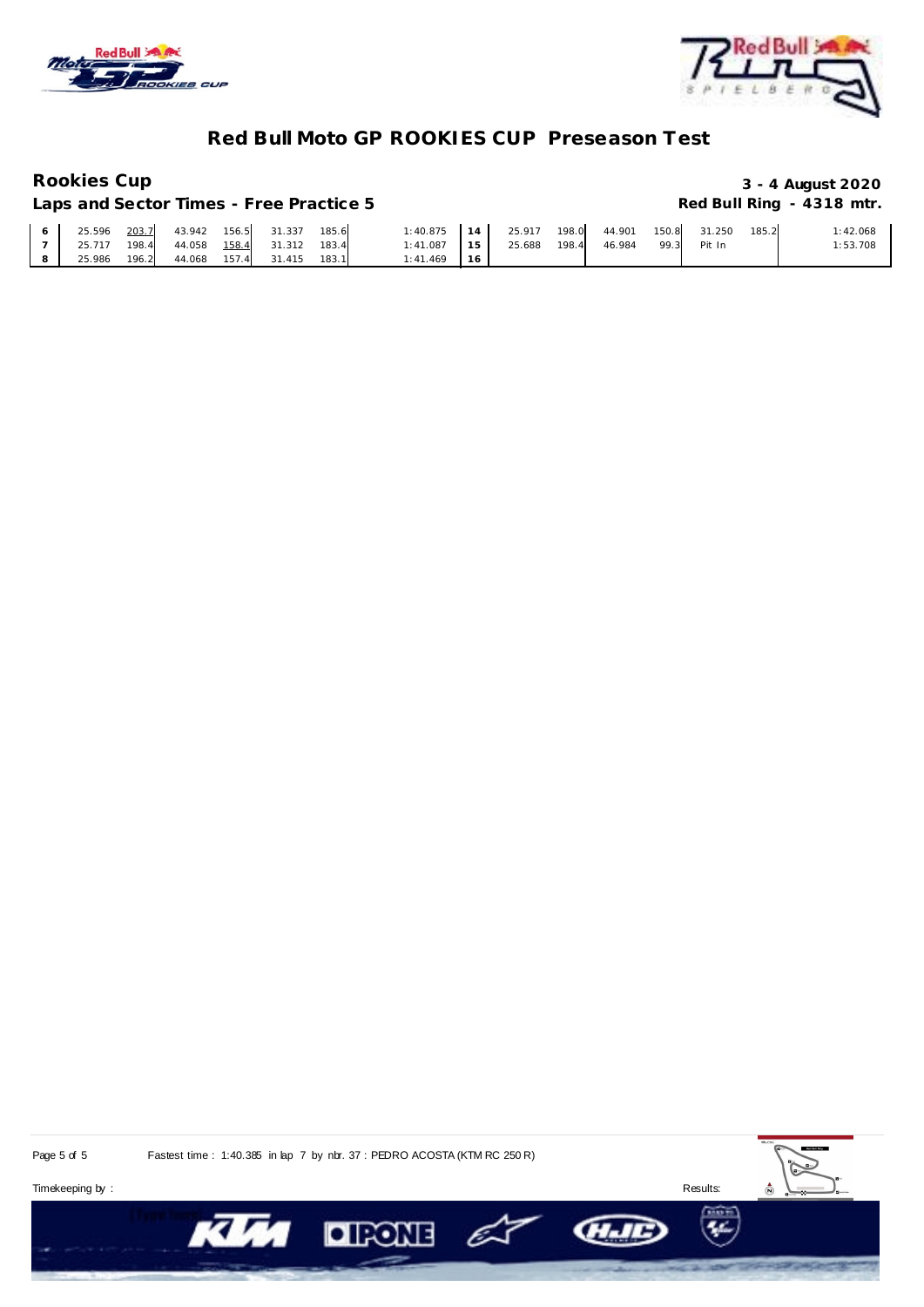# Red Bull Moto GP ROOKIES CUP Preseason Test

## Rookies Cup

**3 - 4 August 2020**

### Laps and Sector Times - Free Practice 5

**Red Bull Ring - 4318 mtr.**

| | | | | | | | | | | | | | | | |
|---|---|---|---|---|---|---|---|---|---|---|---|---|---|---|---|
| **6** | 25.596 | 203.7 | 43.942 | 156.5 | 31.337 | 185.6 | 1:40.875 | **14** | 25.917 | 198.0 | 44.901 | 150.8 | 31.250 | 185.2 | 1:42.068 |
| **7** | 25.717 | 198.4 | 44.058 | 158.4 | 31.312 | 183.4 | 1:41.087 | **15** | 25.688 | 198.4 | 46.984 | 99.3 | Pit In | | 1:53.708 |
| **8** | 25.986 | 196.2 | 44.068 | 157.4 | 31.415 | 183.1 | 1:41.469 | **16** | | | | | | | |

Fastest time : 1:40.385 in lap 7 by nbr. 37 : PEDRO ACOSTA (KTM RC 250 R)

Timekeeping by :

Results: